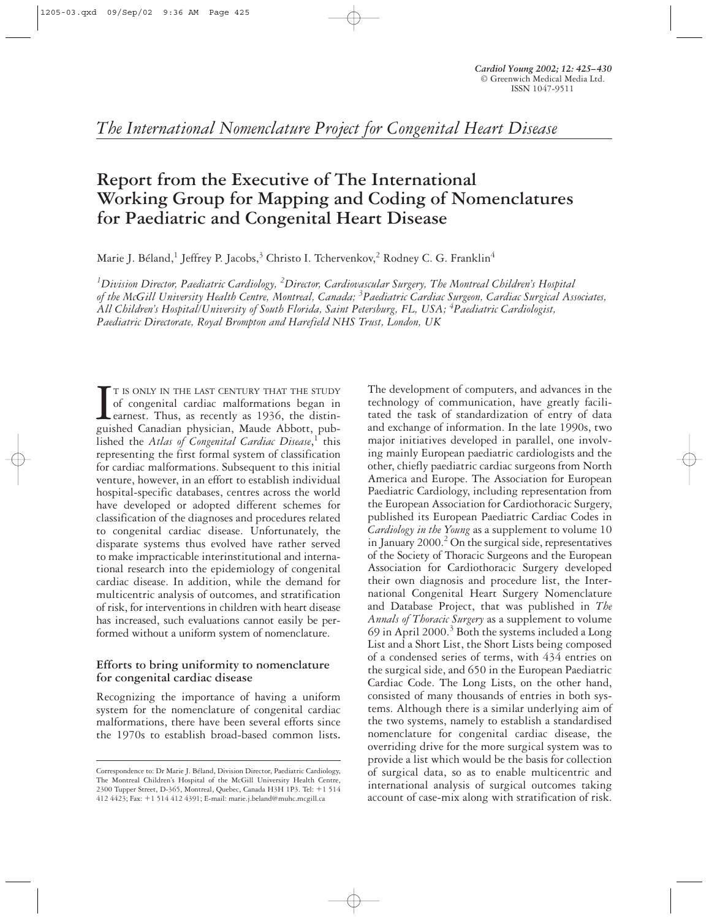*The International Nomenclature Project for Congenital Heart Disease*

# Report from the Executive of The International Working Group for Mapping and Coding of Nomenclatures for Paediatric and Congenital Heart Disease

Marie J. Béland,[1] Jeffrey P. Jacobs,[3] Christo I. Tchervenkov,[2] Rodney C. G. Franklin[4]

[1]*Division Director, Paediatric Cardiology,* [2]*Director, Cardiovascular Surgery, The Montreal Children's Hospital of the McGill University Health Centre, Montreal, Canada;* [3]*Paediatric Cardiac Surgeon, Cardiac Surgical Associates, All Children's Hospital/University of South Florida, Saint Petersburg, FL, USA;* [4]*Paediatric Cardiologist, Paediatric Directorate, Royal Brompton and Harefield NHS Trust, London, UK*

IT IS ONLY IN THE LAST CENTURY THAT THE STUDY of congenital cardiac malformations began in earnest. Thus, as recently as 1936, the distinguished Canadian physician, Maude Abbott, published the *Atlas of Congenital Cardiac Disease*,[1] this representing the first formal system of classification for cardiac malformations. Subsequent to this initial venture, however, in an effort to establish individual hospital-specific databases, centres across the world have developed or adopted different schemes for classification of the diagnoses and procedures related to congenital cardiac disease. Unfortunately, the disparate systems thus evolved have rather served to make impracticable interinstitutional and international research into the epidemiology of congenital cardiac disease. In addition, while the demand for multicentric analysis of outcomes, and stratification of risk, for interventions in children with heart disease has increased, such evaluations cannot easily be performed without a uniform system of nomenclature.

## Efforts to bring uniformity to nomenclature for congenital cardiac disease

Recognizing the importance of having a uniform system for the nomenclature of congenital cardiac malformations, there have been several efforts since the 1970s to establish broad-based common lists. The development of computers, and advances in the technology of communication, have greatly facilitated the task of standardization of entry of data and exchange of information. In the late 1990s, two major initiatives developed in parallel, one involving mainly European paediatric cardiologists and the other, chiefly paediatric cardiac surgeons from North America and Europe. The Association for European Paediatric Cardiology, including representation from the European Association for Cardiothoracic Surgery, published its European Paediatric Cardiac Codes in *Cardiology in the Young* as a supplement to volume 10 in January 2000.[2] On the surgical side, representatives of the Society of Thoracic Surgeons and the European Association for Cardiothoracic Surgery developed their own diagnosis and procedure list, the International Congenital Heart Surgery Nomenclature and Database Project, that was published in *The Annals of Thoracic Surgery* as a supplement to volume 69 in April 2000.[3] Both the systems included a Long List and a Short List, the Short Lists being composed of a condensed series of terms, with 434 entries on the surgical side, and 650 in the European Paediatric Cardiac Code. The Long Lists, on the other hand, consisted of many thousands of entries in both systems. Although there is a similar underlying aim of the two systems, namely to establish a standardised nomenclature for congenital cardiac disease, the overriding drive for the more surgical system was to provide a list which would be the basis for collection of surgical data, so as to enable multicentric and international analysis of surgical outcomes taking account of case-mix along with stratification of risk.

Correspondence to: Dr Marie J. Béland, Division Director, Paediatric Cardiology, The Montreal Children's Hospital of the McGill University Health Centre, 2300 Tupper Street, D-365, Montreal, Quebec, Canada H3H 1P3. Tel: +1 514 412 4423; Fax: +1 514 412 4391; E-mail: marie.j.beland@muhc.mcgill.ca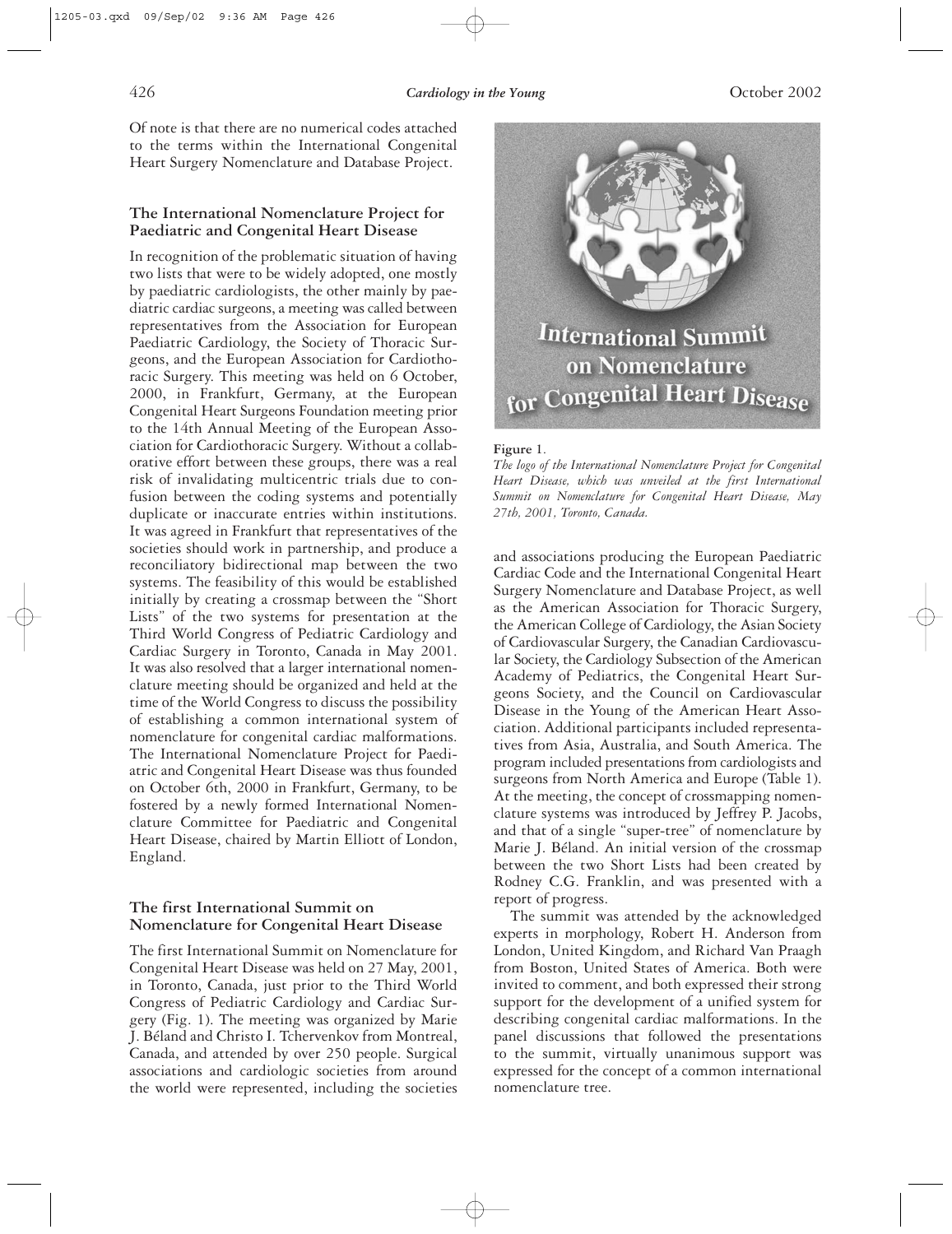Of note is that there are no numerical codes attached to the terms within the International Congenital Heart Surgery Nomenclature and Database Project.

## The International Nomenclature Project for Paediatric and Congenital Heart Disease

In recognition of the problematic situation of having two lists that were to be widely adopted, one mostly by paediatric cardiologists, the other mainly by paediatric cardiac surgeons, a meeting was called between representatives from the Association for European Paediatric Cardiology, the Society of Thoracic Surgeons, and the European Association for Cardiothoracic Surgery. This meeting was held on 6 October, 2000, in Frankfurt, Germany, at the European Congenital Heart Surgeons Foundation meeting prior to the 14th Annual Meeting of the European Association for Cardiothoracic Surgery. Without a collaborative effort between these groups, there was a real risk of invalidating multicentric trials due to confusion between the coding systems and potentially duplicate or inaccurate entries within institutions. It was agreed in Frankfurt that representatives of the societies should work in partnership, and produce a reconciliatory bidirectional map between the two systems. The feasibility of this would be established initially by creating a crossmap between the "Short Lists" of the two systems for presentation at the Third World Congress of Pediatric Cardiology and Cardiac Surgery in Toronto, Canada in May 2001. It was also resolved that a larger international nomenclature meeting should be organized and held at the time of the World Congress to discuss the possibility of establishing a common international system of nomenclature for congenital cardiac malformations. The International Nomenclature Project for Paediatric and Congenital Heart Disease was thus founded on October 6th, 2000 in Frankfurt, Germany, to be fostered by a newly formed International Nomenclature Committee for Paediatric and Congenital Heart Disease, chaired by Martin Elliott of London, England.

## The first International Summit on Nomenclature for Congenital Heart Disease

The first International Summit on Nomenclature for Congenital Heart Disease was held on 27 May, 2001, in Toronto, Canada, just prior to the Third World Congress of Pediatric Cardiology and Cardiac Surgery (Fig. 1). The meeting was organized by Marie J. Béland and Christo I. Tchervenkov from Montreal, Canada, and attended by over 250 people. Surgical associations and cardiologic societies from around the world were represented, including the societies and associations producing the European Paediatric Cardiac Code and the International Congenital Heart Surgery Nomenclature and Database Project, as well as the American Association for Thoracic Surgery, the American College of Cardiology, the Asian Society of Cardiovascular Surgery, the Canadian Cardiovascular Society, the Cardiology Subsection of the American Academy of Pediatrics, the Congenital Heart Surgeons Society, and the Council on Cardiovascular Disease in the Young of the American Heart Association. Additional participants included representatives from Asia, Australia, and South America. The program included presentations from cardiologists and surgeons from North America and Europe (Table 1). At the meeting, the concept of crossmapping nomenclature systems was introduced by Jeffrey P. Jacobs, and that of a single "super-tree" of nomenclature by Marie J. Béland. An initial version of the crossmap between the two Short Lists had been created by Rodney C.G. Franklin, and was presented with a report of progress.

**Figure 1.**
*The logo of the International Nomenclature Project for Congenital Heart Disease, which was unveiled at the first International Summit on Nomenclature for Congenital Heart Disease, May 27th, 2001, Toronto, Canada.*

The summit was attended by the acknowledged experts in morphology, Robert H. Anderson from London, United Kingdom, and Richard Van Praagh from Boston, United States of America. Both were invited to comment, and both expressed their strong support for the development of a unified system for describing congenital cardiac malformations. In the panel discussions that followed the presentations to the summit, virtually unanimous support was expressed for the concept of a common international nomenclature tree.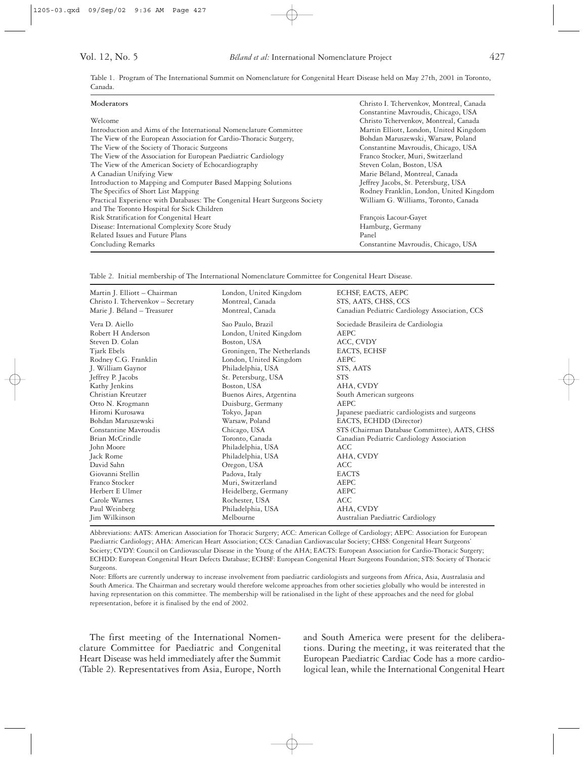Table 1. Program of The International Summit on Nomenclature for Congenital Heart Disease held on May 27th, 2001 in Toronto, Canada.

| **Moderators** | Christo I. Tchervenkov, Montreal, Canada<br>Constantine Mavroudis, Chicago, USA |
|---|---|
| Welcome | Christo Tchervenkov, Montreal, Canada |
| Introduction and Aims of the International Nomenclature Committee | Martin Elliott, London, United Kingdom |
| The View of the European Association for Cardio-Thoracic Surgery, | Bohdan Maruszewski, Warsaw, Poland |
| The View of the Society of Thoracic Surgeons | Constantine Mavroudis, Chicago, USA |
| The View of the Association for European Paediatric Cardiology | Franco Stocker, Muri, Switzerland |
| The View of the American Society of Echocardiography | Steven Colan, Boston, USA |
| A Canadian Unifying View | Marie Béland, Montreal, Canada |
| Introduction to Mapping and Computer Based Mapping Solutions | Jeffrey Jacobs, St. Petersburg, USA |
| The Specifics of Short List Mapping | Rodney Franklin, London, United Kingdom |
| Practical Experience with Databases: The Congenital Heart Surgeons Society and The Toronto Hospital for Sick Children | William G. Williams, Toronto, Canada |
| Risk Stratification for Congenital Heart Disease: International Complexity Score Study | François Lacour-Gayet<br>Hamburg, Germany |
| Related Issues and Future Plans | Panel |
| Concluding Remarks | Constantine Mavroudis, Chicago, USA |

Table 2. Initial membership of The International Nomenclature Committee for Congenital Heart Disease.

| | | |
|---|---|---|
| Martin J. Elliott – Chairman | London, United Kingdom | ECHSF, EACTS, AEPC |
| Christo I. Tchervenkov – Secretary | Montreal, Canada | STS, AATS, CHSS, CCS |
| Marie J. Béland – Treasurer | Montreal, Canada | Canadian Pediatric Cardiology Association, CCS |
| Vera D. Aiello | Sao Paulo, Brazil | Sociedade Brasileira de Cardiologia |
| Robert H Anderson | London, United Kingdom | AEPC |
| Steven D. Colan | Boston, USA | ACC, CVDY |
| Tjark Ebels | Groningen, The Netherlands | EACTS, ECHSF |
| Rodney C.G. Franklin | London, United Kingdom | AEPC |
| J. William Gaynor | Philadelphia, USA | STS, AATS |
| Jeffrey P. Jacobs | St. Petersburg, USA | STS |
| Kathy Jenkins | Boston, USA | AHA, CVDY |
| Christian Kreutzer | Buenos Aires, Argentina | South American surgeons |
| Otto N. Krogmann | Duisburg, Germany | AEPC |
| Hiromi Kurosawa | Tokyo, Japan | Japanese paediatric cardiologists and surgeons |
| Bohdan Maruszewski | Warsaw, Poland | EACTS, ECHDD (Director) |
| Constantine Mavroudis | Chicago, USA | STS (Chairman Database Committee), AATS, CHSS |
| Brian McCrindle | Toronto, Canada | Canadian Pediatric Cardiology Association |
| John Moore | Philadelphia, USA | ACC |
| Jack Rome | Philadelphia, USA | AHA, CVDY |
| David Sahn | Oregon, USA | ACC |
| Giovanni Stellin | Padova, Italy | EACTS |
| Franco Stocker | Muri, Switzerland | AEPC |
| Herbert E Ulmer | Heidelberg, Germany | AEPC |
| Carole Warnes | Rochester, USA | ACC |
| Paul Weinberg | Philadelphia, USA | AHA, CVDY |
| Jim Wilkinson | Melbourne | Australian Paediatric Cardiology |

Abbreviations: AATS: American Association for Thoracic Surgery; ACC: American College of Cardiology; AEPC: Association for European Paediatric Cardiology; AHA: American Heart Association; CCS: Canadian Cardiovascular Society; CHSS: Congenital Heart Surgeons' Society; CVDY: Council on Cardiovascular Disease in the Young of the AHA; EACTS: European Association for Cardio-Thoracic Surgery; ECHDD: European Congenital Heart Defects Database; ECHSF: European Congenital Heart Surgeons Foundation; STS: Society of Thoracic Surgeons.

Note: Efforts are currently underway to increase involvement from paediatric cardiologists and surgeons from Africa, Asia, Australasia and South America. The Chairman and secretary would therefore welcome approaches from other societies globally who would be interested in having representation on this committee. The membership will be rationalised in the light of these approaches and the need for global representation, before it is finalised by the end of 2002.

The first meeting of the International Nomenclature Committee for Paediatric and Congenital Heart Disease was held immediately after the Summit (Table 2). Representatives from Asia, Europe, North and South America were present for the deliberations. During the meeting, it was reiterated that the European Paediatric Cardiac Code has a more cardiological lean, while the International Congenital Heart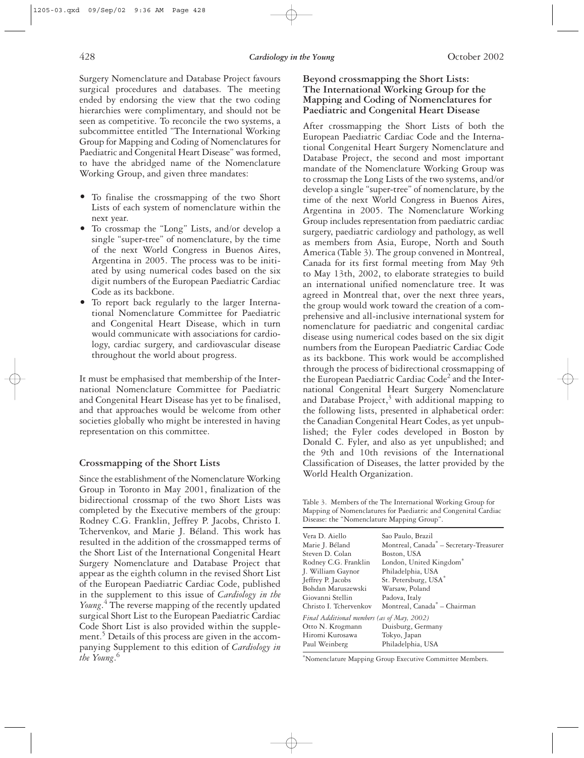Surgery Nomenclature and Database Project favours surgical procedures and databases. The meeting ended by endorsing the view that the two coding hierarchies were complimentary, and should not be seen as competitive. To reconcile the two systems, a subcommittee entitled "The International Working Group for Mapping and Coding of Nomenclatures for Paediatric and Congenital Heart Disease" was formed, to have the abridged name of the Nomenclature Working Group, and given three mandates:

- To finalise the crossmapping of the two Short Lists of each system of nomenclature within the next year.
- To crossmap the "Long" Lists, and/or develop a single "super-tree" of nomenclature, by the time of the next World Congress in Buenos Aires, Argentina in 2005. The process was to be initiated by using numerical codes based on the six digit numbers of the European Paediatric Cardiac Code as its backbone.
- To report back regularly to the larger International Nomenclature Committee for Paediatric and Congenital Heart Disease, which in turn would communicate with associations for cardiology, cardiac surgery, and cardiovascular disease throughout the world about progress.

It must be emphasised that membership of the International Nomenclature Committee for Paediatric and Congenital Heart Disease has yet to be finalised, and that approaches would be welcome from other societies globally who might be interested in having representation on this committee.

## Crossmapping of the Short Lists

Since the establishment of the Nomenclature Working Group in Toronto in May 2001, finalization of the bidirectional crossmap of the two Short Lists was completed by the Executive members of the group: Rodney C.G. Franklin, Jeffrey P. Jacobs, Christo I. Tchervenkov, and Marie J. Béland. This work has resulted in the addition of the crossmapped terms of the Short List of the International Congenital Heart Surgery Nomenclature and Database Project that appear as the eighth column in the revised Short List of the European Paediatric Cardiac Code, published in the supplement to this issue of *Cardiology in the Young*.[4] The reverse mapping of the recently updated surgical Short List to the European Paediatric Cardiac Code Short List is also provided within the supplement.[5] Details of this process are given in the accompanying Supplement to this edition of *Cardiology in the Young*.[6]

## Beyond crossmapping the Short Lists: The International Working Group for the Mapping and Coding of Nomenclatures for Paediatric and Congenital Heart Disease

After crossmapping the Short Lists of both the European Paediatric Cardiac Code and the International Congenital Heart Surgery Nomenclature and Database Project, the second and most important mandate of the Nomenclature Working Group was to crossmap the Long Lists of the two systems, and/or develop a single "super-tree" of nomenclature, by the time of the next World Congress in Buenos Aires, Argentina in 2005. The Nomenclature Working Group includes representation from paediatric cardiac surgery, paediatric cardiology and pathology, as well as members from Asia, Europe, North and South America (Table 3). The group convened in Montreal, Canada for its first formal meeting from May 9th to May 13th, 2002, to elaborate strategies to build an international unified nomenclature tree. It was agreed in Montreal that, over the next three years, the group would work toward the creation of a comprehensive and all-inclusive international system for nomenclature for paediatric and congenital cardiac disease using numerical codes based on the six digit numbers from the European Paediatric Cardiac Code as its backbone. This work would be accomplished through the process of bidirectional crossmapping of the European Paediatric Cardiac Code[2] and the International Congenital Heart Surgery Nomenclature and Database Project,[3] with additional mapping to the following lists, presented in alphabetical order: the Canadian Congenital Heart Codes, as yet unpublished; the Fyler codes developed in Boston by Donald C. Fyler, and also as yet unpublished; and the 9th and 10th revisions of the International Classification of Diseases, the latter provided by the World Health Organization.

Table 3. Members of the The International Working Group for Mapping of Nomenclatures for Paediatric and Congenital Cardiac Disease: the "Nomenclature Mapping Group".

| | |
|---|---|
| Vera D. Aiello | Sao Paulo, Brazil |
| Marie J. Béland | Montreal, Canada* – Secretary-Treasurer |
| Steven D. Colan | Boston, USA |
| Rodney C.G. Franklin | London, United Kingdom* |
| J. William Gaynor | Philadelphia, USA |
| Jeffrey P. Jacobs | St. Petersburg, USA* |
| Bohdan Maruszewski | Warsaw, Poland |
| Giovanni Stellin | Padova, Italy |
| Christo I. Tchervenkov | Montreal, Canada* – Chairman |
| *Final Additional members (as of May, 2002)* | |
| Otto N. Krogmann | Duisburg, Germany |
| Hiromi Kurosawa | Tokyo, Japan |
| Paul Weinberg | Philadelphia, USA |

*Nomenclature Mapping Group Executive Committee Members.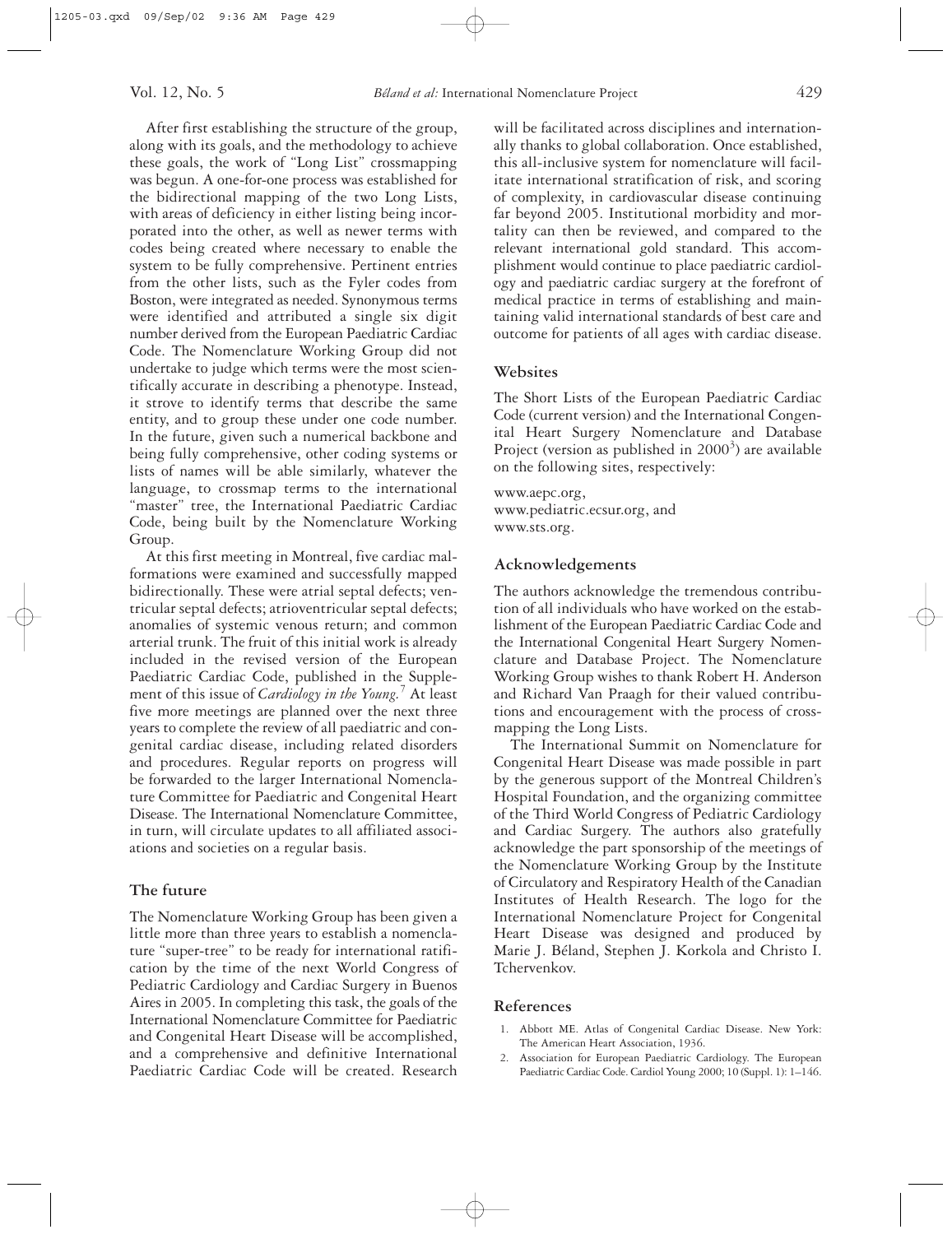After first establishing the structure of the group, along with its goals, and the methodology to achieve these goals, the work of "Long List" crossmapping was begun. A one-for-one process was established for the bidirectional mapping of the two Long Lists, with areas of deficiency in either listing being incorporated into the other, as well as newer terms with codes being created where necessary to enable the system to be fully comprehensive. Pertinent entries from the other lists, such as the Fyler codes from Boston, were integrated as needed. Synonymous terms were identified and attributed a single six digit number derived from the European Paediatric Cardiac Code. The Nomenclature Working Group did not undertake to judge which terms were the most scientifically accurate in describing a phenotype. Instead, it strove to identify terms that describe the same entity, and to group these under one code number. In the future, given such a numerical backbone and being fully comprehensive, other coding systems or lists of names will be able similarly, whatever the language, to crossmap terms to the international "master" tree, the International Paediatric Cardiac Code, being built by the Nomenclature Working Group.

At this first meeting in Montreal, five cardiac malformations were examined and successfully mapped bidirectionally. These were atrial septal defects; ventricular septal defects; atrioventricular septal defects; anomalies of systemic venous return; and common arterial trunk. The fruit of this initial work is already included in the revised version of the European Paediatric Cardiac Code, published in the Supplement of this issue of *Cardiology in the Young.*[7] At least five more meetings are planned over the next three years to complete the review of all paediatric and congenital cardiac disease, including related disorders and procedures. Regular reports on progress will be forwarded to the larger International Nomenclature Committee for Paediatric and Congenital Heart Disease. The International Nomenclature Committee, in turn, will circulate updates to all affiliated associations and societies on a regular basis.

## The future

The Nomenclature Working Group has been given a little more than three years to establish a nomenclature "super-tree" to be ready for international ratification by the time of the next World Congress of Pediatric Cardiology and Cardiac Surgery in Buenos Aires in 2005. In completing this task, the goals of the International Nomenclature Committee for Paediatric and Congenital Heart Disease will be accomplished, and a comprehensive and definitive International Paediatric Cardiac Code will be created. Research will be facilitated across disciplines and internationally thanks to global collaboration. Once established, this all-inclusive system for nomenclature will facilitate international stratification of risk, and scoring of complexity, in cardiovascular disease continuing far beyond 2005. Institutional morbidity and mortality can then be reviewed, and compared to the relevant international gold standard. This accomplishment would continue to place paediatric cardiology and paediatric cardiac surgery at the forefront of medical practice in terms of establishing and maintaining valid international standards of best care and outcome for patients of all ages with cardiac disease.

## Websites

The Short Lists of the European Paediatric Cardiac Code (current version) and the International Congenital Heart Surgery Nomenclature and Database Project (version as published in 2000[3]) are available on the following sites, respectively:

www.aepc.org,
www.pediatric.ecsur.org, and
www.sts.org.

## Acknowledgements

The authors acknowledge the tremendous contribution of all individuals who have worked on the establishment of the European Paediatric Cardiac Code and the International Congenital Heart Surgery Nomenclature and Database Project. The Nomenclature Working Group wishes to thank Robert H. Anderson and Richard Van Praagh for their valued contributions and encouragement with the process of crossmapping the Long Lists.

The International Summit on Nomenclature for Congenital Heart Disease was made possible in part by the generous support of the Montreal Children's Hospital Foundation, and the organizing committee of the Third World Congress of Pediatric Cardiology and Cardiac Surgery. The authors also gratefully acknowledge the part sponsorship of the meetings of the Nomenclature Working Group by the Institute of Circulatory and Respiratory Health of the Canadian Institutes of Health Research. The logo for the International Nomenclature Project for Congenital Heart Disease was designed and produced by Marie J. Béland, Stephen J. Korkola and Christo I. Tchervenkov.

## References

1. Abbott ME. Atlas of Congenital Cardiac Disease. New York: The American Heart Association, 1936.
2. Association for European Paediatric Cardiology. The European Paediatric Cardiac Code. Cardiol Young 2000; 10 (Suppl. 1): 1–146.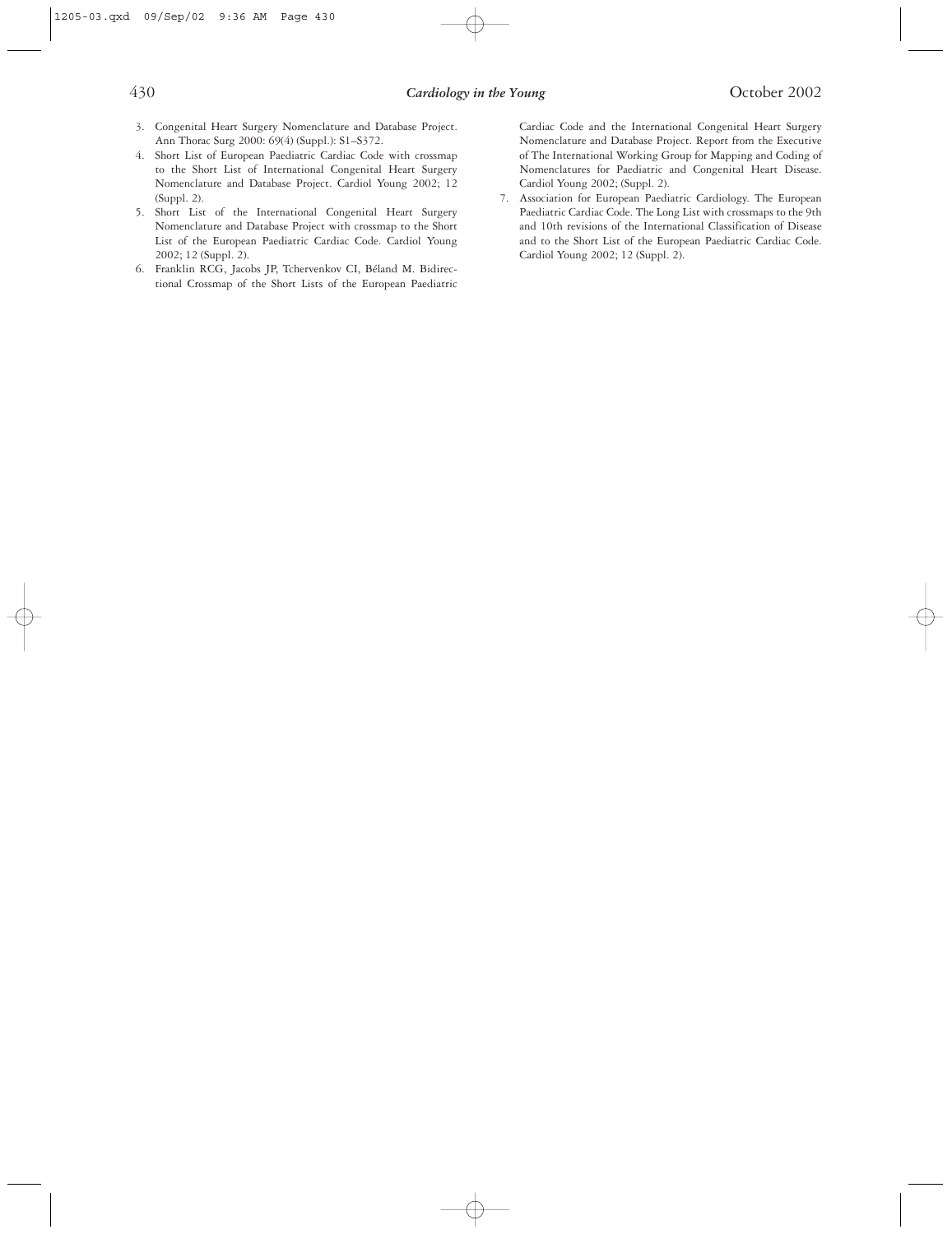3. Congenital Heart Surgery Nomenclature and Database Project. Ann Thorac Surg 2000: 69(4) (Suppl.): S1–S372.
4. Short List of European Paediatric Cardiac Code with crossmap to the Short List of International Congenital Heart Surgery Nomenclature and Database Project. Cardiol Young 2002; 12 (Suppl. 2).
5. Short List of the International Congenital Heart Surgery Nomenclature and Database Project with crossmap to the Short List of the European Paediatric Cardiac Code. Cardiol Young 2002; 12 (Suppl. 2).
6. Franklin RCG, Jacobs JP, Tchervenkov CI, Béland M. Bidirectional Crossmap of the Short Lists of the European Paediatric Cardiac Code and the International Congenital Heart Surgery Nomenclature and Database Project. Report from the Executive of The International Working Group for Mapping and Coding of Nomenclatures for Paediatric and Congenital Heart Disease. Cardiol Young 2002; (Suppl. 2).
7. Association for European Paediatric Cardiology. The European Paediatric Cardiac Code. The Long List with crossmaps to the 9th and 10th revisions of the International Classification of Disease and to the Short List of the European Paediatric Cardiac Code. Cardiol Young 2002; 12 (Suppl. 2).